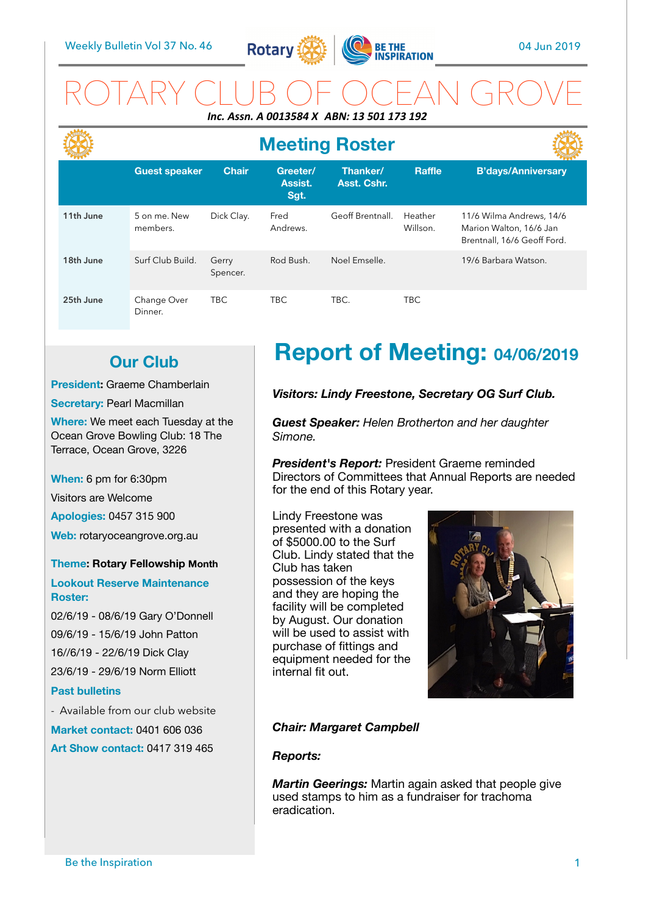Weekly Bulletin Vol 37 No. 46

04 Jun 2019

# ROTARY CLUB OF OCEAN GROVE

***Inc. Assn. A 0013584 X ABN: 13 501 173 192***

## Meeting Roster

| | Guest speaker | Chair | Greeter/ Assist. Sgt. | Thanker/ Asst. Cshr. | Raffle | B'days/Anniversary |
|---|---|---|---|---|---|---|
| **11th June** | 5 on me. New members. | Dick Clay. | Fred Andrews. | Geoff Brentnall. | Heather Willson. | 11/6 Wilma Andrews, 14/6 Marion Walton, 16/6 Jan Brentnall, 16/6 Geoff Ford. |
| **18th June** | Surf Club Build. | Gerry Spencer. | Rod Bush. | Noel Emselle. | | 19/6 Barbara Watson. |
| **25th June** | Change Over Dinner. | TBC | TBC | TBC. | TBC | |

## Our Club

**President:** Graeme Chamberlain

**Secretary:** Pearl Macmillan

**Where:** We meet each Tuesday at the Ocean Grove Bowling Club: 18 The Terrace, Ocean Grove, 3226

**When:** 6 pm for 6:30pm

Visitors are Welcome

**Apologies:** 0457 315 900

**Web:** rotaryoceangrove.org.au

**Theme: Rotary Fellowship Month**

**Lookout Reserve Maintenance Roster:**

02/6/19 - 08/6/19 Gary O'Donnell

09/6/19 - 15/6/19 John Patton

16//6/19 - 22/6/19 Dick Clay

23/6/19 - 29/6/19 Norm Elliott

**Past bulletins**

- Available from our club website

**Market contact:** 0401 606 036

**Art Show contact:** 0417 319 465

## Report of Meeting: 04/06/2019

***Visitors: Lindy Freestone, Secretary OG Surf Club.***

***Guest Speaker:*** *Helen Brotherton and her daughter Simone.*

***President's Report:*** President Graeme reminded Directors of Committees that Annual Reports are needed for the end of this Rotary year.

Lindy Freestone was presented with a donation of $5000.00 to the Surf Club. Lindy stated that the Club has taken possession of the keys and they are hoping the facility will be completed by August. Our donation will be used to assist with purchase of fittings and equipment needed for the internal fit out.

***Chair: Margaret Campbell***

***Reports:***

***Martin Geerings:*** Martin again asked that people give used stamps to him as a fundraiser for trachoma eradication.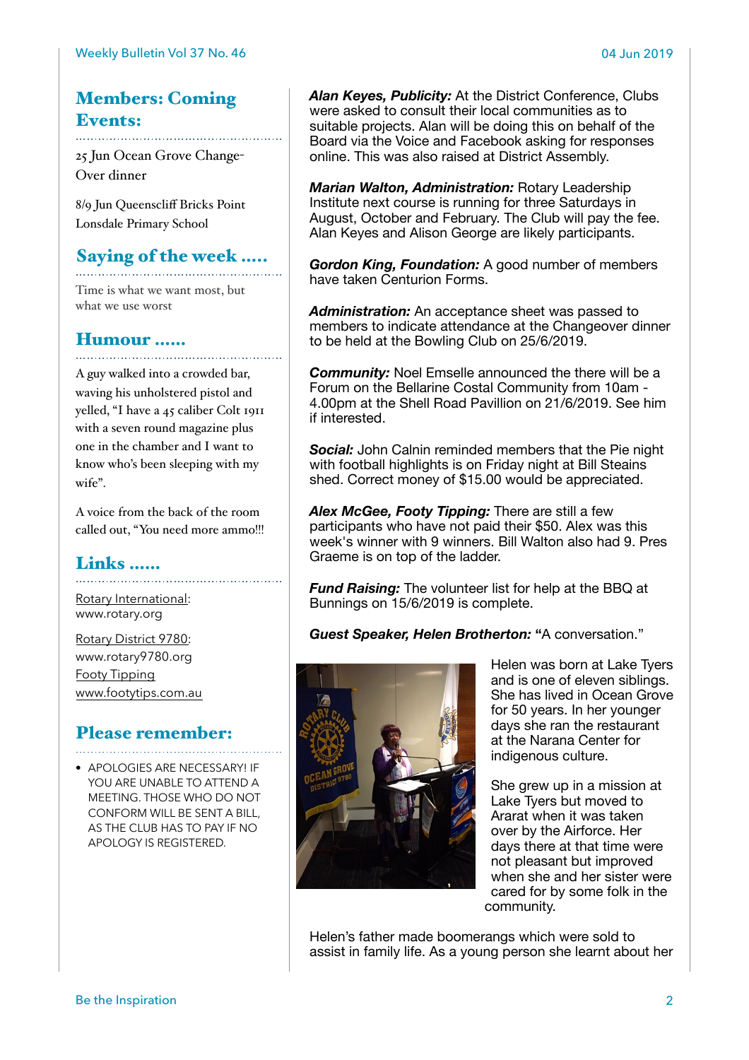## Members: Coming Events:

25 Jun Ocean Grove Change-Over dinner

8/9 Jun Queenscliff Bricks Point Lonsdale Primary School

## Saying of the week .....

Time is what we want most, but what we use worst

## Humour ......

A guy walked into a crowded bar, waving his unholstered pistol and yelled, "I have a 45 caliber Colt 1911 with a seven round magazine plus one in the chamber and I want to know who's been sleeping with my wife".

A voice from the back of the room called out, "You need more ammo!!!

## Links ......

Rotary International: www.rotary.org

Rotary District 9780: www.rotary9780.org

Footy Tipping www.footytips.com.au

## Please remember:

- APOLOGIES ARE NECESSARY! IF YOU ARE UNABLE TO ATTEND A MEETING. THOSE WHO DO NOT CONFORM WILL BE SENT A BILL, AS THE CLUB HAS TO PAY IF NO APOLOGY IS REGISTERED.

***Alan Keyes, Publicity:*** At the District Conference, Clubs were asked to consult their local communities as to suitable projects. Alan will be doing this on behalf of the Board via the Voice and Facebook asking for responses online. This was also raised at District Assembly.

***Marian Walton, Administration:*** Rotary Leadership Institute next course is running for three Saturdays in August, October and February. The Club will pay the fee. Alan Keyes and Alison George are likely participants.

***Gordon King, Foundation:*** A good number of members have taken Centurion Forms.

***Administration:*** An acceptance sheet was passed to members to indicate attendance at the Changeover dinner to be held at the Bowling Club on 25/6/2019.

***Community:*** Noel Emselle announced the there will be a Forum on the Bellarine Costal Community from 10am - 4.00pm at the Shell Road Pavillion on 21/6/2019. See him if interested.

***Social:*** John Calnin reminded members that the Pie night with football highlights is on Friday night at Bill Steains shed. Correct money of $15.00 would be appreciated.

***Alex McGee, Footy Tipping:*** There are still a few participants who have not paid their $50. Alex was this week's winner with 9 winners. Bill Walton also had 9. Pres Graeme is on top of the ladder.

***Fund Raising:*** The volunteer list for help at the BBQ at Bunnings on 15/6/2019 is complete.

***Guest Speaker, Helen Brotherton:*** **"**A conversation."

Helen was born at Lake Tyers and is one of eleven siblings. She has lived in Ocean Grove for 50 years. In her younger days she ran the restaurant at the Narana Center for indigenous culture.

She grew up in a mission at Lake Tyers but moved to Ararat when it was taken over by the Airforce. Her days there at that time were not pleasant but improved when she and her sister were cared for by some folk in the community.

Helen's father made boomerangs which were sold to assist in family life. As a young person she learnt about her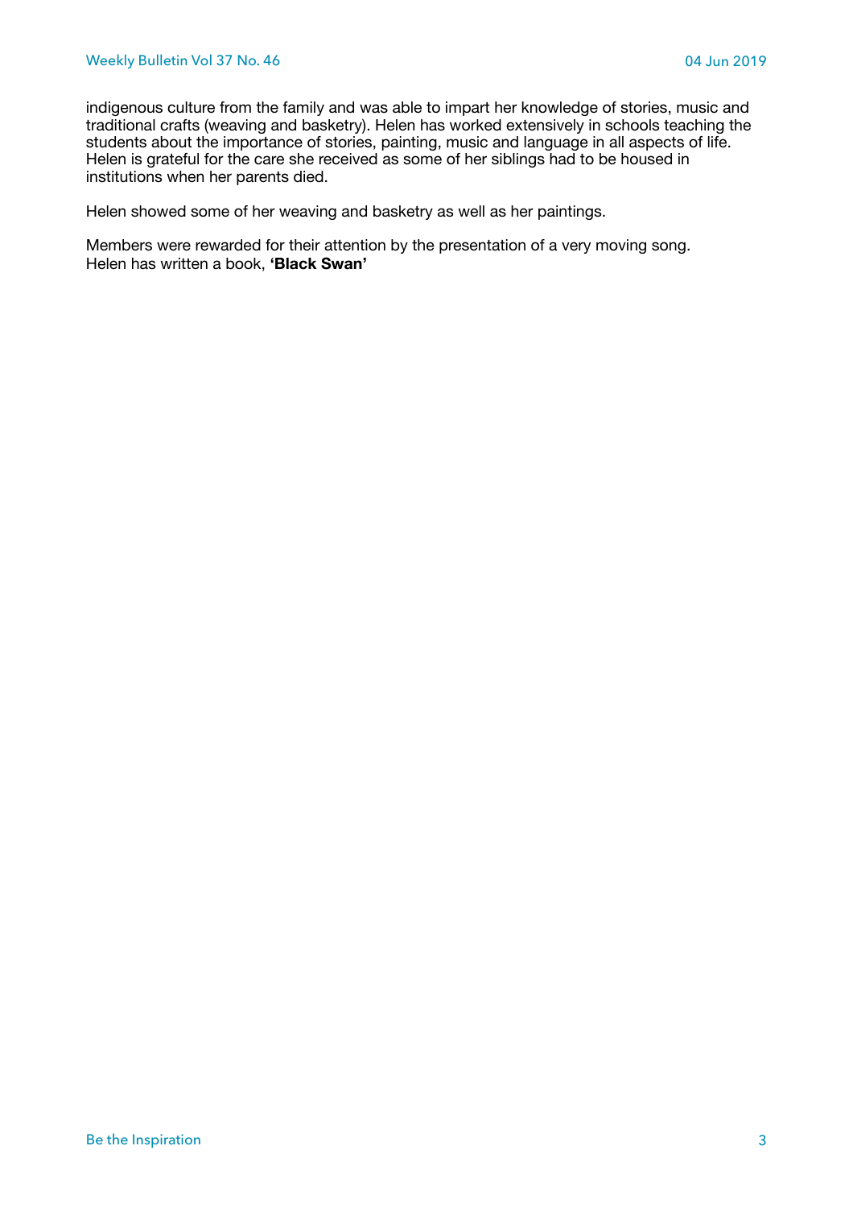indigenous culture from the family and was able to impart her knowledge of stories, music and traditional crafts (weaving and basketry). Helen has worked extensively in schools teaching the students about the importance of stories, painting, music and language in all aspects of life. Helen is grateful for the care she received as some of her siblings had to be housed in institutions when her parents died.

Helen showed some of her weaving and basketry as well as her paintings.

Members were rewarded for their attention by the presentation of a very moving song.
Helen has written a book, **'Black Swan'**